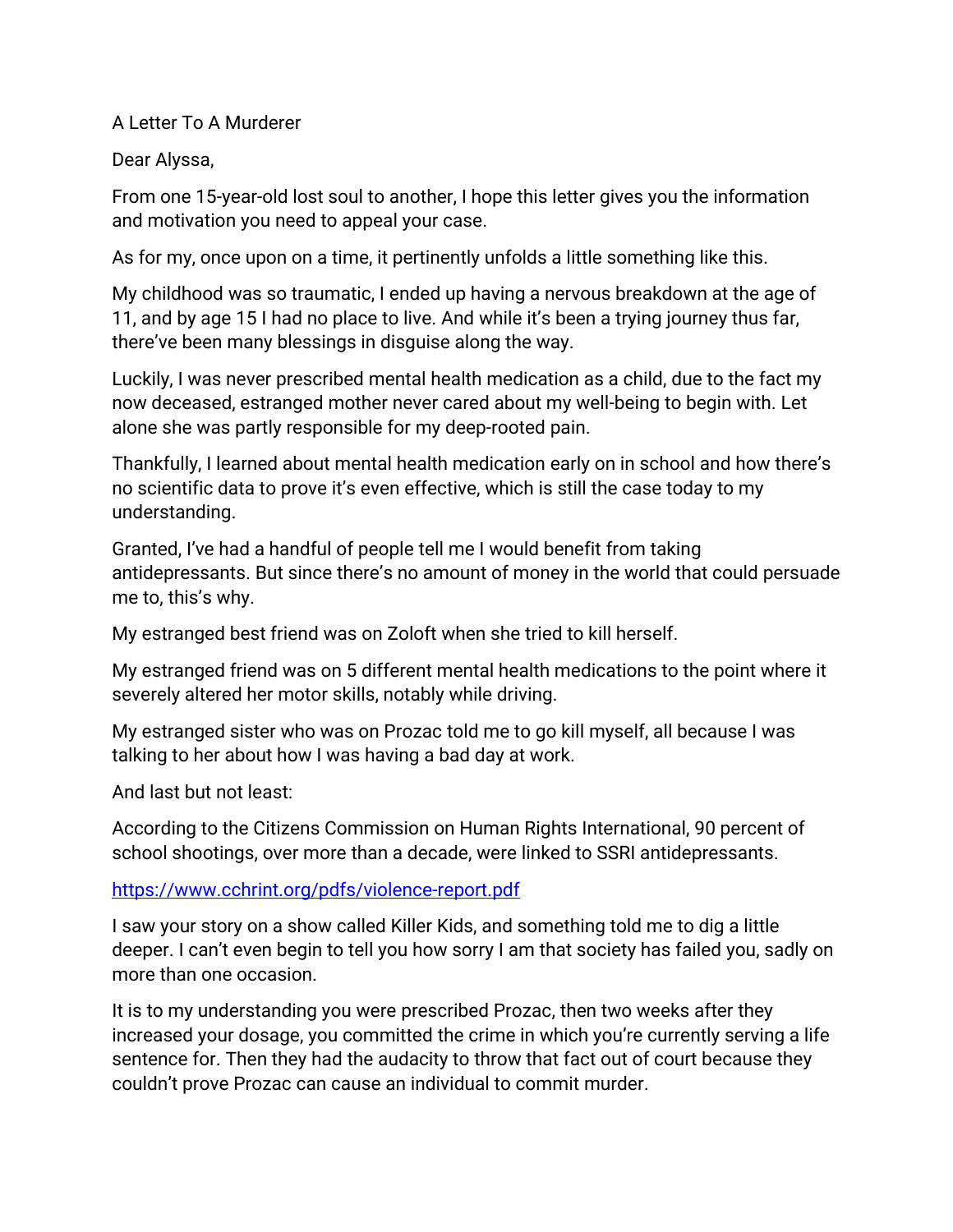# A Letter To A Murderer

Dear Alyssa,

From one 15-year-old lost soul to another, I hope this letter gives you the information and motivation you need to appeal your case.

As for my, once upon on a time, it pertinently unfolds a little something like this.

My childhood was so traumatic, I ended up having a nervous breakdown at the age of 11, and by age 15 I had no place to live. And while it's been a trying journey thus far, there've been many blessings in disguise along the way.

Luckily, I was never prescribed mental health medication as a child, due to the fact my now deceased, estranged mother never cared about my well-being to begin with. Let alone she was partly responsible for my deep-rooted pain.

Thankfully, I learned about mental health medication early on in school and how there's no scientific data to prove it's even effective, which is still the case today to my understanding.

Granted, I've had a handful of people tell me I would benefit from taking antidepressants. But since there's no amount of money in the world that could persuade me to, this's why.

My estranged best friend was on Zoloft when she tried to kill herself.

My estranged friend was on 5 different mental health medications to the point where it severely altered her motor skills, notably while driving.

My estranged sister who was on Prozac told me to go kill myself, all because I was talking to her about how I was having a bad day at work.

And last but not least:

According to the Citizens Commission on Human Rights International, 90 percent of school shootings, over more than a decade, were linked to SSRI antidepressants.

[https://www.cchrint.org/pdfs/violence-report.pdf](https://www.cchrint.org/pdfs/violence-report.pdf)

I saw your story on a show called Killer Kids, and something told me to dig a little deeper. I can't even begin to tell you how sorry I am that society has failed you, sadly on more than one occasion.

It is to my understanding you were prescribed Prozac, then two weeks after they increased your dosage, you committed the crime in which you're currently serving a life sentence for. Then they had the audacity to throw that fact out of court because they couldn't prove Prozac can cause an individual to commit murder.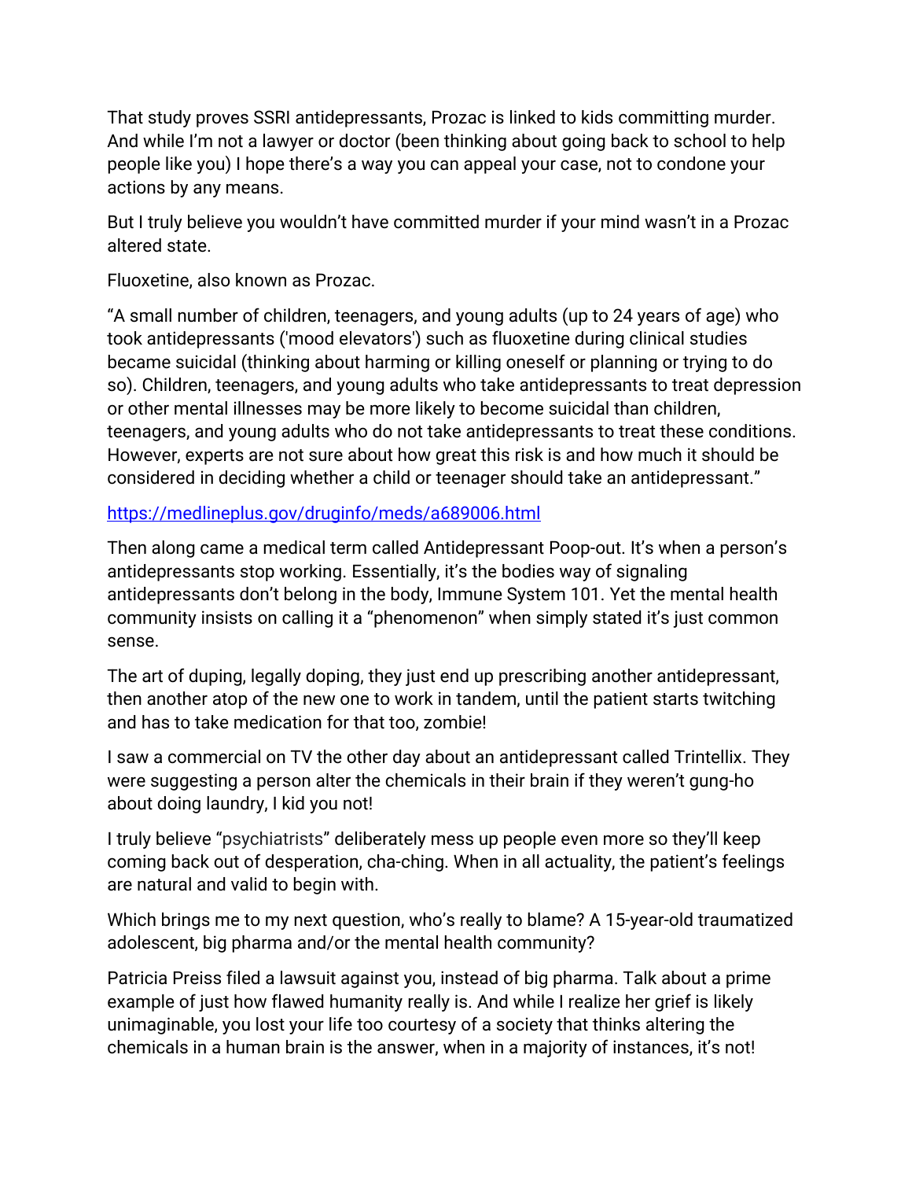That study proves SSRI antidepressants, Prozac is linked to kids committing murder. And while I'm not a lawyer or doctor (been thinking about going back to school to help people like you) I hope there's a way you can appeal your case, not to condone your actions by any means.

But I truly believe you wouldn't have committed murder if your mind wasn't in a Prozac altered state.

Fluoxetine, also known as Prozac.

"A small number of children, teenagers, and young adults (up to 24 years of age) who took antidepressants ('mood elevators') such as fluoxetine during clinical studies became suicidal (thinking about harming or killing oneself or planning or trying to do so). Children, teenagers, and young adults who take antidepressants to treat depression or other mental illnesses may be more likely to become suicidal than children, teenagers, and young adults who do not take antidepressants to treat these conditions. However, experts are not sure about how great this risk is and how much it should be considered in deciding whether a child or teenager should take an antidepressant."

https://medlineplus.gov/druginfo/meds/a689006.html

Then along came a medical term called Antidepressant Poop-out. It's when a person's antidepressants stop working. Essentially, it's the bodies way of signaling antidepressants don't belong in the body, Immune System 101. Yet the mental health community insists on calling it a "phenomenon" when simply stated it's just common sense.

The art of duping, legally doping, they just end up prescribing another antidepressant, then another atop of the new one to work in tandem, until the patient starts twitching and has to take medication for that too, zombie!

I saw a commercial on TV the other day about an antidepressant called Trintellix. They were suggesting a person alter the chemicals in their brain if they weren't gung-ho about doing laundry, I kid you not!

I truly believe "psychiatrists" deliberately mess up people even more so they'll keep coming back out of desperation, cha-ching. When in all actuality, the patient's feelings are natural and valid to begin with.

Which brings me to my next question, who's really to blame? A 15-year-old traumatized adolescent, big pharma and/or the mental health community?

Patricia Preiss filed a lawsuit against you, instead of big pharma. Talk about a prime example of just how flawed humanity really is. And while I realize her grief is likely unimaginable, you lost your life too courtesy of a society that thinks altering the chemicals in a human brain is the answer, when in a majority of instances, it's not!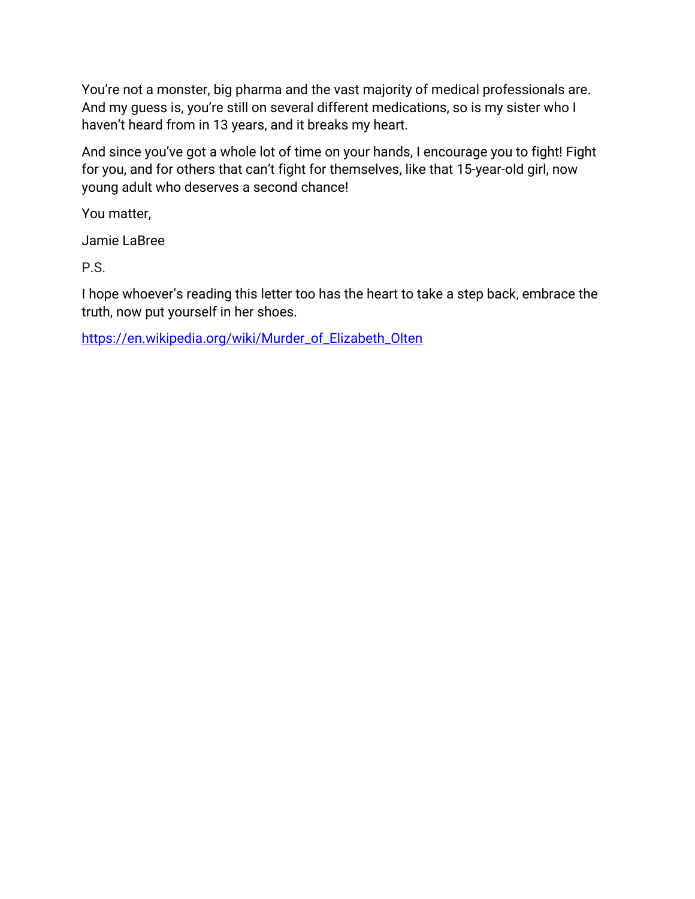You're not a monster, big pharma and the vast majority of medical professionals are. And my guess is, you're still on several different medications, so is my sister who I haven't heard from in 13 years, and it breaks my heart.

And since you've got a whole lot of time on your hands, I encourage you to fight! Fight for you, and for others that can't fight for themselves, like that 15-year-old girl, now young adult who deserves a second chance!

You matter,

Jamie LaBree

P.S.

I hope whoever's reading this letter too has the heart to take a step back, embrace the truth, now put yourself in her shoes.

https://en.wikipedia.org/wiki/Murder_of_Elizabeth_Olten